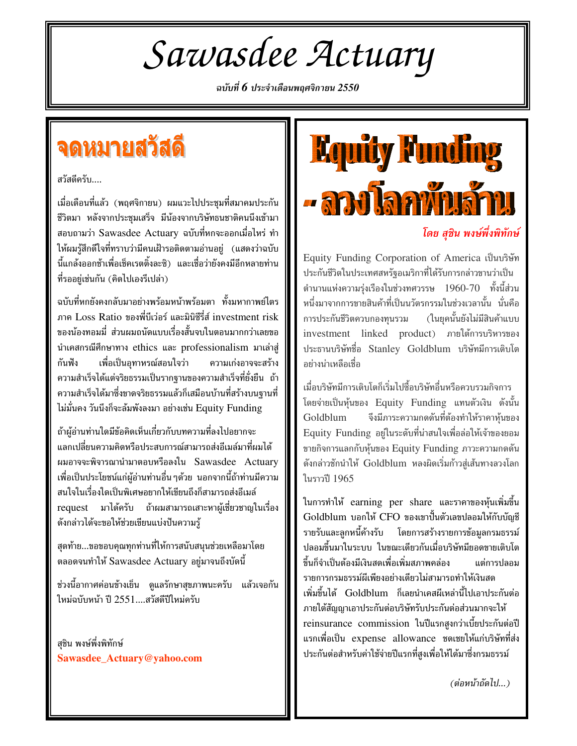# Sawasdee Actuary

***ฉบับที่ 6 ประจำเดือนพฤศจิกายน 2550***

## จดหมายสวัสดี

สวัสดีครับ....

เมื่อเดือนที่แล้ว (พฤศจิกายน) ผมแวะไปประชุมที่สมาคมประกันชีวิตมา หลังจากประชุมเสร็จ มีน้องจากบริษัทธนชาติคนนึงเข้ามาสอบถามว่า Sawasdee Actuary ฉบับที่หกจะออกเมื่อไหร่ ทำให้ผมรู้สึกดีใจที่ทราบว่ามีคนเฝ้ารอติดตามอ่านอยู่ (แสดงว่าฉบับนี้แกล้งออกช้าเพื่อเช็คเรตติ้งละซิ) และเชื่อว่ายังคงมีอีกหลายท่านที่รออยู่เช่นกัน (คิดไปเองรึเปล่า)

ฉบับที่หกยังคงกลับมาอย่างพร้อมหน้าพร้อมตา ทั้งมหากาพย์ไตรภาค Loss Ratio ของพี่บีเว่อร์ และมินิซีรี่ส์ investment risk ของน้องทอมมี่ ส่วนผมถนัดแบบเรื่องสั้นจบในตอนมากกว่าเลยขอนำเคสกรณีศึกษาทาง ethics และ professionalism มาเล่าสู่กันฟัง เพื่อเป็นอุทาหรณ์สอนใจว่า ความเก่งอาจจะสร้างความสำเร็จได้แต่จริยธรรมเป็นรากฐานของความสำเร็จที่ยั่งยืน ถ้าความสำเร็จได้มาซึ่งขาดจริยธรรมแล้วก็เสมือนบ้านที่สร้างบนฐานที่ไม่มั่นคง วันนึงก็จะล้มพังลงมา อย่างเช่น Equity Funding

ถ้าผู้อ่านท่านใดมีข้อคิดเห็นเกี่ยวกับบทความที่ลงไปอยากจะแลกเปลี่ยนความคิดหรือประสบการณ์สามารถส่งอีเมล์มาที่ผมได้ ผมอาจจะพิจารณานำมาตอบหรือลงใน Sawasdee Actuary เพื่อเป็นประโยชน์แก่ผู้อ่านท่านอื่น ๆด้วย นอกจากนี้ถ้าท่านมีความสนใจในเรื่องใดเป็นพิเศษอยากให้เขียนถึงก็สามารถส่งอีเมล์ request มาได้ครับ ถ้าผมสามารถเสาะหาผู้เชี่ยวชาญในเรื่องดังกล่าวได้จะขอให้ช่วยเขียนแบ่งปันความรู้

สุดท้าย...ขอขอบคุณทุกท่านที่ให้การสนับสนุนช่วยเหลือมาโดยตลอดจนทำให้ Sawasdee Actuary อยู่มาจนถึงบัดนี้

ช่วงนี้อากาศค่อนข้างเย็น ดูแลรักษาสุขภาพนะครับ แล้วเจอกันใหม่ฉบับหน้า ปี 2551....สวัสดีปีใหม่ครับ

สุชิน พงษ์พึ่งพิทักษ์
**Sawasdee_Actuary@yahoo.com**

## Equity Funding - ลวงโลกพันล้าน

*โดย สุชิน พงษ์พึ่งพิทักษ์*

Equity Funding Corporation of America เป็นบริษัทประกันชีวิตในประเทศสหรัฐอเมริกาที่ได้รับการกล่าวขานว่าเป็นตำนานแห่งความรุ่งเรืองในช่วงทศวรรษ 1960-70 ทั้งนี้ส่วนหนึ่งมาจากการขายสินค้าที่เป็นนวัตรกรรมในช่วงเวลานั้น นั่นคือ การประกันชีวิตควบกองทุนรวม (ในยุคนั้นยังไม่มีสินค้าแบบ investment linked product) ภายใต้การบริหารของประธานบริษัทชื่อ Stanley Goldblum บริษัทมีการเติบโตอย่างน่าเหลือเชื่อ

เมื่อบริษัทมีการเติบโตก็เริ่มไปซื้อบริษัทอื่นหรือควบรวมกิจการโดยจ่ายเป็นหุ้นของ Equity Funding แทนตัวเงิน ดังนั้น Goldblum จึงมีภาระความกดดันที่ต้องทำให้ราคาหุ้นของ Equity Funding อยู่ในระดับที่น่าสนใจเพื่อล่อให้เจ้าของยอมขายกิจการแลกกับหุ้นของ Equity Funding ภาวะความกดดันดังกล่าวชักนำให้ Goldblum หลงผิดเริ่มก้าวสู่เส้นทางลวงโลกในราวปี 1965

ในการทำให้ earning per share และราคาของหุ้นเพิ่มขึ้น Goldblum บอกให้ CFO ของเขาปั้นตัวเลขปลอมให้กับบัญชีรายรับและลูกหนี้ค้างรับ โดยการสร้างรายการข้อมูลกรมธรรม์ปลอมขึ้นมาในระบบ ในขณะเดียวกันเมื่อบริษัทมียอดขายเติบโตขึ้นก็จำเป็นต้องมีเงินสดเพื่อเพิ่มสภาพคล่อง แต่การปลอมรายการกรมธรรม์ผีเพียงอย่างเดียวไม่สามารถทำให้เงินสดเพิ่มขึ้นได้ Goldblum ก็เลยนำเคสผีเหล่านี้ไปเอาประกันต่อ ภายใต้สัญญาเอาประกันต่อบริษัทรับประกันต่อส่วนมากจะให้ reinsurance commission ในปีแรกสูงกว่าเบี้ยประกันต่อปีแรกเพื่อเป็น expense allowance ชดเชยให้แก่บริษัทที่ส่งประกันต่อสำหรับค่าใช้จ่ายปีแรกที่สูงเพื่อให้ได้มาซึ่งกรมธรรม์

*(ต่อหน้าถัดไป...)*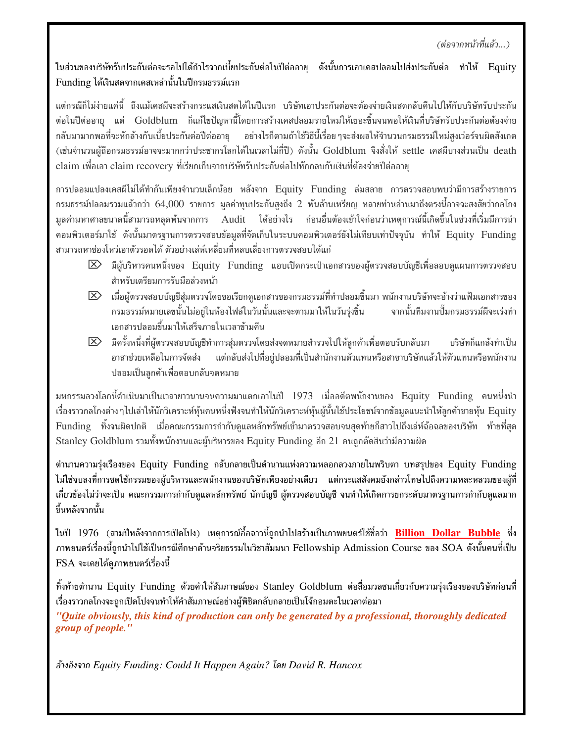*(ต่อจากหน้าที่แล้ว...)*

ในส่วนของบริษัทรับประกันต่อจะรอไปได้กำไรจากเบี้ยประกันต่อในปีต่ออายุ ดังนั้นการเอาเคสปลอมไปส่งประกันต่อ ทำให้ Equity Funding ได้เงินสดจากเคสเหล่านั้นในปีกรมธรรม์แรก

แต่กรณีก็ไม่ง่ายแค่นี้ ถึงแม้เคสผีจะสร้างกระแสเงินสดได้ในปีแรก บริษัทเอาประกันต่อจะต้องจ่ายเงินสดกลับคืนไปให้กับบริษัทรับประกันต่อในปีต่ออายุ แต่ Goldblum ก็แก้ไขปัญหานี้โดยการสร้างเคสปลอมรายใหม่ให้เยอะขึ้นจนพอให้เงินที่บริษัทรับประกันต่อต้องจ่ายกลับมามากพอที่จะหักล้างกับเบี้ยประกันต่อปีต่ออายุ อย่างไรก็ตามถ้าใช้วิธีนี้เรื่อย ๆจะส่งผลให้จำนวนกรมธรรม์ใหม่สูงเว่อร์จนผิดสังเกต (เช่นจำนวนผู้ถือกรมธรรม์อาจจะมากกว่าประชากรโลกได้ในเวลาไม่กี่ปี) ดังนั้น Goldblum จึงสั่งให้ settle เคสผีบางส่วนเป็น death claim เพื่อเอา claim recovery ที่เรียกเก็บจากบริษัทรับประกันต่อไปหักกลบกับเงินที่ต้องจ่ายปีต่ออายุ

การปลอมแปลงเคสผีไม่ได้ทำกันเพียงจำนวนเล็กน้อย หลังจาก Equity Funding ล่มสลาย การตรวจสอบพบว่ามีการสร้างรายการกรมธรรม์ปลอมรวมแล้วกว่า 64,000 รายการ มูลค่าทุนประกันสูงถึง 2 พันล้านเหรียญ หลายท่านอ่านมาถึงตรงนี้อาจจะสงสัยว่ากลโกงมูลค่ามหาศาลขนาดนี้สามารถหลุดพ้นจากการ Audit ได้อย่างไร ก่อนอื่นต้องเข้าใจก่อนว่าเหตุการณ์นี้เกิดขึ้นในช่วงที่เริ่มมีการนำคอมพิวเตอร์มาใช้ ดังนั้นมาตรฐานการตรวจสอบข้อมูลที่จัดเก็บในระบบคอมพิวเตอร์ยังไม่เทียบเท่าปัจจุบัน ทำให้ Equity Funding สามารถหาช่องโหว่เอาตัวรอดได้ ตัวอย่างเล่ห์เหลี่ยมที่หลบเลี่ยงการตรวจสอบได้แก่

- มีผู้บริหารคนหนึ่งของ Equity Funding แอบเปิดกระเป๋าเอกสารของผู้ตรวจสอบบัญชีเพื่อลอบดูแผนการตรวจสอบสำหรับเตรียมการรับมือล่วงหน้า
- เมื่อผู้ตรวจสอบบัญชีสุ่มตรวจโดยขอเรียกดูเอกสารของกรมธรรม์ที่ทำปลอมขึ้นมา พนักงานบริษัทจะอ้างว่าแฟ้มเอกสารของกรมธรรม์หมายเลขนั้นไม่อยู่ในห้องไฟล์ในวันนั้นและจะตามมาให้ในวันรุ่งขึ้น จากนั้นทีมงานปั๊มกรมธรรม์ผีจะเร่งทำเอกสารปลอมขึ้นมาให้เสร็จภายในเวลาข้ามคืน
- มีครั้งหนึ่งที่ผู้ตรวจสอบบัญชีทำการสุ่มตรวจโดยส่งจดหมายสำรวจไปให้ลูกค้าเพื่อตอบรับกลับมา บริษัทก็แกล้งทำเป็นอาสาช่วยเหลือในการจัดส่ง แต่กลับส่งไปที่อยู่ปลอมที่เป็นสำนักงานตัวแทนหรือสาขาบริษัทแล้วให้ตัวแทนหรือพนักงานปลอมเป็นลูกค้าเพื่อตอบกลับจดหมาย

มหกรรมลวงโลกนี้ดำเนินมาเป็นเวลายาวนานจนความมาแตกเอาในปี 1973 เมื่ออดีตพนักงานของ Equity Funding คนหนึ่งนำเรื่องราวกลโกงต่าง ๆไปเล่าให้นักวิเคราะห์หุ้นคนหนึ่งฟังจนทำให้นักวิเคราะห์หุ้นผู้นั้นใช้ประโยชน์จากข้อมูลแนะนำให้ลูกค้าขายหุ้น Equity Funding ทิ้งจนผิดปกติ เมื่อคณะกรรมการกำกับดูแลหลักทรัพย์เข้ามาตรวจสอบจนสุดท้ายก็สาวไปถึงเล่ห์ฉ้อฉลของบริษัท ท้ายที่สุด Stanley Goldblum รวมทั้งพนักงานและผู้บริหารของ Equity Funding อีก 21 คนถูกตัดสินว่ามีความผิด

ตำนานความรุ่งเรืองของ Equity Funding กลับกลายเป็นตำนานแห่งความหลอกลวงภายในพริบตา บทสรุปของ Equity Funding ไม่ใช่จบลงที่การชดใช้กรรมของผู้บริหารและพนักงานของบริษัทเพียงอย่างเดียว แต่กระแสสังคมยังกล่าวโทษไปถึงความหละหลวมของผู้ที่เกี่ยวข้องไม่ว่าจะเป็น คณะกรรมการกำกับดูแลหลักทรัพย์ นักบัญชี ผู้ตรวจสอบบัญชี จนทำให้เกิดการยกระดับมาตรฐานการกำกับดูแลมากขึ้นหลังจากนั้น

ในปี 1976 (สามปีหลังจากการเปิดโปง) เหตุการณ์อื้อฉาวนี้ถูกนำไปสร้างเป็นภาพยนตร์ใช้ชื่อว่า **Billion Dollar Bubble** ซึ่งภาพยนตร์เรื่องนี้ถูกนำไปใช้เป็นกรณีศึกษาด้านจริยธรรมในวิชาสัมมนา Fellowship Admission Course ของ SOA ดังนั้นคนที่เป็น FSA จะเคยได้ดูภาพยนตร์เรื่องนี้

ทิ้งท้ายตำนาน Equity Funding ด้วยคำให้สัมภาษณ์ของ Stanley Goldblum ต่อสื่อมวลชนเกี่ยวกับความรุ่งเรืองของบริษัทก่อนที่เรื่องราวกลโกงจะถูกเปิดโปงจนทำให้คำสัมภาษณ์อย่างผู้พิชิตกลับกลายเป็นโจ๊กอมตะในเวลาต่อมา

***"Quite obviously, this kind of production can only be generated by a professional, thoroughly dedicated group of people."***

*อ้างอิงจาก Equity Funding: Could It Happen Again? โดย David R. Hancox*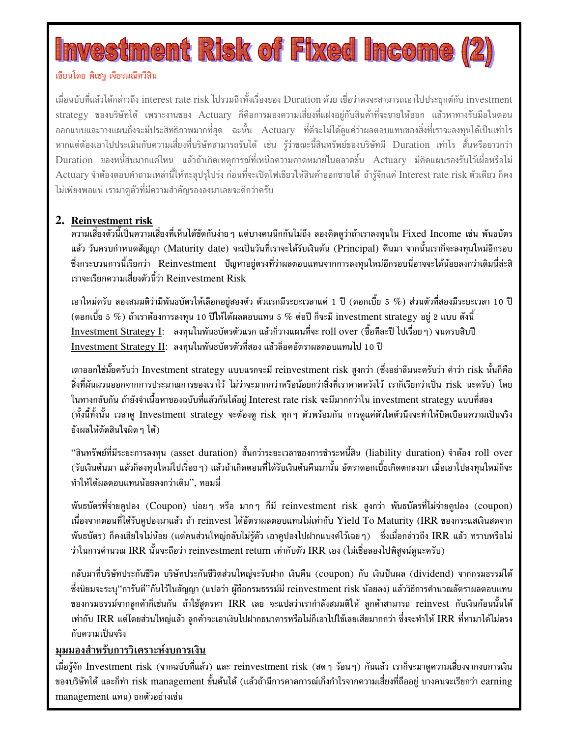# Investment Risk of Fixed Income (2)

เขียนโดย พิเชฐ เจียรมณีทวีสิน

เมื่อฉบับที่แล้วได้กล่าวถึง interest rate risk ไปรวมถึงทั้งเรื่องของ Duration ด้วย เชื่อว่าคงจะสามารถเอาไปประยุกต์กับ investment strategy ของบริษัทได้ เพราะงานของ Actuary ก็คือการมองความเสี่ยงที่แฝงอยู่กับสินค้าที่จะขายให้ออก แล้วหาทางรับมือในตอนออกแบบและวางแผนถึงจะมีประสิทธิภาพมากที่สุด ฉะนั้น Actuary ที่ดีจะไม่ได้ดูแค่ว่าผลตอบแทนของสิ่งที่เราจะลงทุนได้เป็นเท่าไร หากแต่ต้องเอาไปประเมินกับความเสี่ยงที่บริษัทสามารถรับได้ เช่น รู้ว่าขณะนี้สินทรัพย์ของบริษัทมี Duration เท่าไร สั้นหรือยาวกว่า Duration ของหนี้สินมากแค่ไหน แล้วถ้าเกิดเหตุการณ์ที่เหนือความคาดหมายในตลาดขึ้น Actuary มีคิดแผนรองรับไว้เผื่อหรือไม่ Actuary จำต้องตอบคำถามเหล่านี้ให้ทะลุปรุโปร่ง ก่อนที่จะเปิดไฟเขียวให้สินค้าออกขายได้ ถ้ารู้จักแค่ Interest rate risk ตัวเดียว ก็คงไม่เพียงพอแน่ เรามาดูตัวที่มีความสำคัญรองลงมาเลยจะดีกว่าครับ

## 2. Reinvestment risk

ความเสี่ยงตัวนี้เป็นความเสี่ยงที่เห็นได้ชัดกันง่ายๆ แต่บางคนนึกกันไม่ถึง ลองคิดดูว่าถ้าเราลงทุนใน Fixed Income เช่น พันธบัตรแล้ว วันครบกำหนดสัญญา (Maturity date) จะเป็นวันที่เราจะได้รับเงินต้น (Principal) คืนมา จากนั้นเราก็จะลงทุนใหม่อีกรอบ ซึ่งกระบวนการนี้เรียกว่า Reinvestment ปัญหาอยู่ตรงที่ว่าผลตอบแทนจากการลงทุนใหม่อีกรอบนี่อาจจะได้น้อยลงกว่าเดิมนี่ล่ะสิ เราจะเรียกความเสี่ยงตัวนี้ว่า Reinvestment Risk

เอาใหม่ครับ ลองสมมติว่ามีพันธบัตรให้เลือกอยู่สองตัว ตัวแรกมีระยะเวลาแค่ 1 ปี (ดอกเบี้ย 5 %) ส่วนตัวที่สองมีระยะเวลา 10 ปี (ดอกเบี้ย 5 %) ถ้าเราต้องการลงทุน 10 ปีให้ได้ผลตอบแทน 5 % ต่อปี ก็จะมี investment strategy อยู่ 2 แบบ ดังนี้

Investment Strategy I: ลงทุนในพันธบัตรตัวแรก แล้วก็วางแผนที่จะ roll over (ซื้อทีละปี ไปเรื่อยๆ) จนครบสิบปี

Investment Strategy II: ลงทุนในพันธบัตรตัวที่สอง แล้วล็อคอัตราผลตอบแทนไป 10 ปี

เดาออกใช่มั๊ยครับว่า Investment strategy แบบแรกจะมี reinvestment risk สูงกว่า (ซึ่งอย่าลืมนะครับว่า คำว่า risk นั้นก็คือสิ่งที่ผันผวนออกจากการประมาณการของเราไว้ ไม่ว่าจะมากกว่าหรือน้อยกว่าสิ่งที่เราคาดหวังไว้ เราก็เรียกว่าเป็น risk นะครับ) โดยในทางกลับกัน ถ้ายังจำเนื้อหาของฉบับที่แล้วกันได้อยู่ Interest rate risk จะมีมากกว่าใน investment strategy แบบที่สอง (ทั้งนี้ทั้งนั้น เวลาดู Investment strategy จะต้องดู risk ทุกๆ ตัวพร้อมกัน การดูแค่ตัวใดตัวนึงจะทำให้บิดเบือนความเป็นจริง ยังผลให้ตัดสินใจผิดๆ ได้)

"สินทรัพย์ที่มีระยะการลงทุน (asset duration) สั้นกว่าระยะเวลาของการชำระหนี้สิน (liability duration) จำต้อง roll over (รับเงินต้นมา แล้วก็ลงทุนใหม่ไปเรื่อยๆ) แล้วถ้าเกิดตอนที่ได้รับเงินต้นคืนมานั้น อัตราดอกเบี้ยเกิดตกลงมา เมื่อเอาไปลงทุนใหม่ก็จะทำให้ได้ผลตอบแทนน้อยลงกว่าเดิม", ทอมมี่

พันธบัตรที่จ่ายคูปอง (Coupon) บ่อยๆ หรือ มากๆ ก็มี reinvestment risk สูงกว่า พันธบัตรที่ไม่จ่ายคูปอง (coupon) เนื่องจากตอนที่ได้รับคูปองมาแล้ว ถ้า reinvest ได้อัตราผลตอบแทนไม่เท่ากับ Yield To Maturity (IRR ของกระแสเงินสดจากพันธบัตร) ก็คงเสียใจไม่น้อย (แต่คนส่วนใหญ่กลับไม่รู้ตัว เอาคูปองไปฝากแบงค์ไว้เฉยๆ) ซึ่งเมื่อกล่าวถึง IRR แล้ว ทราบหรือไม่ว่าในการคำนวณ IRR นั้นจะถือว่า reinvestment return เท่ากับตัว IRR เอง (ไม่เชื่อลองไปพิสูจน์ดูนะครับ)

กลับมาที่บริษัทประกันชีวิต บริษัทประกันชีวิตส่วนใหญ่จะรับฝาก เงินคืน (coupon) กับ เงินปันผล (dividend) จากกรมธรรม์ได้ ซึ่งนิยมจะระบุ"การันตี"กันไว้ในสัญญา (แปลว่า ผู้ถือกรมธรรม์มี reinvestment risk น้อยลง) แล้ววิธีการคำนวณอัตราผลตอบแทนของกรมธรรม์จากลูกค้าก็เช่นกัน ถ้าใช้สูตรหา IRR เลย จะแปลว่าเรากำลังสมมติให้ ลูกค้าสามารถ reinvest กับเงินก้อนนั้นได้เท่ากับ IRR แต่โดยส่วนใหญ่แล้ว ลูกค้าจะเอาเงินไปฝากธนาคารหรือไม่ก็เอาไปใช้เลยเสียมากกว่า ซึ่งจะทำให้ IRR ที่หามาได้ไม่ตรงกับความเป็นจริง

### มุมมองสำหรับการวิเคราะห์งบการเงิน

เมื่อรู้จัก Investment risk (จากฉบับที่แล้ว) และ reinvestment risk (สดๆ ร้อนๆ) กันแล้ว เราก็จะมาดูความเสี่ยงจากงบการเงินของบริษัทได้ และก็ทำ risk management ขั้นต้นได้ (แล้วถ้ามีการคาดการณ์เก็งกำไรจากความเสี่ยงที่ถืออยู่ บางคนจะเรียกว่า earning management แทน) ยกตัวอย่างเช่น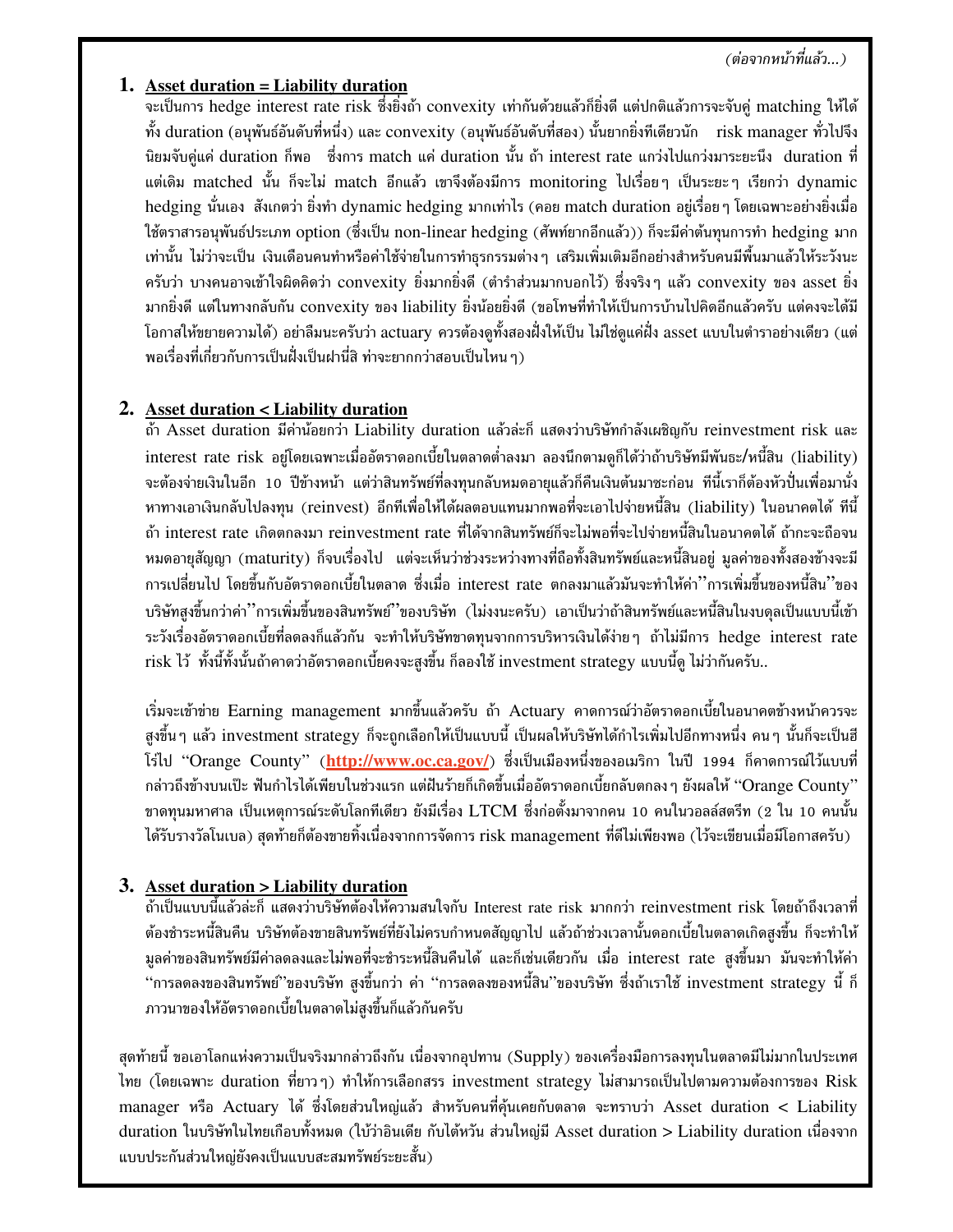*(ต่อจากหน้าที่แล้ว...)*

## 1. Asset duration = Liability duration

จะเป็นการ hedge interest rate risk ซึ่งยิ่งถ้า convexity เท่ากันด้วยแล้วก็ยิ่งดี แต่ปกติแล้วการจะจับคู่ matching ให้ได้ทั้ง duration (อนุพันธ์อันดับที่หนึ่ง) และ convexity (อนุพันธ์อันดับที่สอง) นั้นยากยิ่งทีเดียวนัก risk manager ทั่วไปจึงนิยมจับคู่แค่ duration ก็พอ ซึ่งการ match แค่ duration นั้น ถ้า interest rate แกว่งไปแกว่งมาระยะนึง duration ที่แต่เดิม matched นั้น ก็จะไม่ match อีกแล้ว เขาจึงต้องมีการ monitoring ไปเรื่อยๆ เป็นระยะๆ เรียกว่า dynamic hedging นั่นเอง สังเกตว่า ยิ่งทำ dynamic hedging มากเท่าไร (คอย match duration อยู่เรื่อยๆ โดยเฉพาะอย่างยิ่งเมื่อใช้ตราสารอนุพันธ์ประเภท option (ซึ่งเป็น non-linear hedging (ศัพท์ยากอีกแล้ว)) ก็จะมีค่าต้นทุนการทำ hedging มากเท่านั้น ไม่ว่าจะเป็น เงินเดือนคนทำหรือค่าใช้จ่ายในการทำธุรกรรมต่างๆ เสริมเพิ่มเติมอีกอย่างสำหรับคนมีพื้นมาแล้วให้ระวังนะครับว่า บางคนอาจเข้าใจผิดคิดว่า convexity ยิ่งมากยิ่งดี (ตำราส่วนมากบอกไว้) ซึ่งจริงๆ แล้ว convexity ของ asset ยิ่งมากยิ่งดี แต่ในทางกลับกัน convexity ของ liability ยิ่งน้อยยิ่งดี (ขอโทษที่ทำให้เป็นการบ้านไปคิดอีกแล้วครับ แต่คงจะได้มีโอกาสให้ขยายความได้) อย่าลืมนะครับว่า actuary ควรต้องดูทั้งสองฝั่งให้เป็น ไม่ใช่ดูแค่ฝั่ง asset แบบในตำราอย่างเดียว (แต่พอเรื่องที่เกี่ยวกับการเป็นฝั่งเป็นฝานี่สิ ท่าจะยากกว่าสอบเป็นไหนๆ)

## 2. Asset duration < Liability duration

ถ้า Asset duration มีค่าน้อยกว่า Liability duration แล้วล่ะก็ แสดงว่าบริษัทกำลังเผชิญกับ reinvestment risk และ interest rate risk อยู่โดยเฉพาะเมื่ออัตราดอกเบี้ยในตลาดต่ำลงมา ลองนึกตามดูก็ได้ว่าถ้าบริษัทมีพันธะ/หนี้สิน (liability) จะต้องจ่ายเงินในอีก 10 ปีข้างหน้า แต่ว่าสินทรัพย์ที่ลงทุนกลับหมดอายุแล้วก็คืนเงินต้นมาซะก่อน ทีนี้เราก็ต้องหัวปั่นเพื่อมานั่งหาทางเอาเงินกลับไปลงทุน (reinvest) อีกทีเพื่อให้ได้ผลตอบแทนมากพอที่จะเอาไปจ่ายหนี้สิน (liability) ในอนาคตได้ ทีนี้ถ้า interest rate เกิดตกลงมา reinvestment rate ที่ได้จากสินทรัพย์ก็จะไม่พอที่จะไปจ่ายหนี้สินในอนาคตได้ ถ้ากะจะถือจนหมดอายุสัญญา (maturity) ก็จบเรื่องไป แต่จะเห็นว่าช่วงระหว่างทางที่ถือทั้งสินทรัพย์และหนี้สินอยู่ มูลค่าของทั้งสองข้างจะมีการเปลี่ยนไป โดยขึ้นกับอัตราดอกเบี้ยในตลาด ซึ่งเมื่อ interest rate ตกลงมาแล้วมันจะทำให้ค่า''การเพิ่มขึ้นของหนี้สิน''ของบริษัทสูงขึ้นกว่าค่า''การเพิ่มขึ้นของสินทรัพย์''ของบริษัท (ไม่งงนะครับ) เอาเป็นว่าถ้าสินทรัพย์และหนี้สินในงบดุลเป็นแบบนี้เข้าระวังเรื่องอัตราดอกเบี้ยที่ลดลงก็แล้วกัน จะทำให้บริษัทขาดทุนจากการบริหารเงินได้ง่ายๆ ถ้าไม่มีการ hedge interest rate risk ไว้ ทั้งนี้ทั้งนั้นถ้าคาดว่าอัตราดอกเบี้ยคงจะสูงขึ้น ก็ลองใช้ investment strategy แบบนี้ดู ไม่ว่ากันครับ..

เริ่มจะเข้าข่าย Earning management มากขึ้นแล้วครับ ถ้า Actuary คาดการณ์ว่าอัตราดอกเบี้ยในอนาคตข้างหน้าควรจะสูงขึ้นๆ แล้ว investment strategy ก็จะถูกเลือกให้เป็นแบบนี้ เป็นผลให้บริษัทได้กำไรเพิ่มไปอีกทางหนึ่ง คนๆ นั้นก็จะเป็นฮีโร่ไป "Orange County" (**http://www.oc.ca.gov/**) ซึ่งเป็นเมืองหนึ่งของอเมริกา ในปี 1994 ก็คาดการณ์ไว้แบบที่กล่าวถึงข้างบนเป๊ะ ฟันกำไรได้เพียบในช่วงแรก แต่ฝันร้ายก็เกิดขึ้นเมื่ออัตราดอกเบี้ยกลับตกลงๆ ยังผลให้ "Orange County" ขาดทุนมหาศาล เป็นเหตุการณ์ระดับโลกทีเดียว ยังมีเรื่อง LTCM ซึ่งก่อตั้งมาจากคน 10 คนในวอลล์สตรีท (2 ใน 10 คนนั้นได้รับรางวัลโนเบล) สุดท้ายก็ต้องขายทิ้งเนื่องจากการจัดการ risk management ที่ดีไม่เพียงพอ (ไว้จะเขียนเมื่อมีโอกาสครับ)

## 3. Asset duration > Liability duration

ถ้าเป็นแบบนี้แล้วล่ะก็ แสดงว่าบริษัทต้องให้ความสนใจกับ Interest rate risk มากกว่า reinvestment risk โดยถ้าถึงเวลาที่ต้องชำระหนี้สินคืน บริษัทต้องขายสินทรัพย์ที่ยังไม่ครบกำหนดสัญญาไป แล้วถ้าช่วงเวลานั้นดอกเบี้ยในตลาดเกิดสูงขึ้น ก็จะทำให้มูลค่าของสินทรัพย์มีค่าลดลงและไม่พอที่จะชำระหนี้สินคืนได้ และก็เช่นเดียวกัน เมื่อ interest rate สูงขึ้นมา มันจะทำให้ค่า "การลดลงของสินทรัพย์"ของบริษัท สูงขึ้นกว่า ค่า "การลดลงของหนี้สิน"ของบริษัท ซึ่งถ้าเราใช้ investment strategy นี้ ก็ภาวนาขอให้อัตราดอกเบี้ยในตลาดไม่สูงขึ้นก็แล้วกันครับ

สุดท้ายนี้ ขอเอาโลกแห่งความเป็นจริงมากล่าวถึงกัน เนื่องจากอุปทาน (Supply) ของเครื่องมือการลงทุนในตลาดมีไม่มากในประเทศไทย (โดยเฉพาะ duration ที่ยาวๆ) ทำให้การเลือกสรร investment strategy ไม่สามารถเป็นไปตามความต้องการของ Risk manager หรือ Actuary ได้ ซึ่งโดยส่วนใหญ่แล้ว สำหรับคนที่คุ้นเคยกับตลาด จะทราบว่า Asset duration < Liability duration ในบริษัทในไทยเกือบทั้งหมด (ใบ้ว่าอินเดีย กับไต้หวัน ส่วนใหญ่มี Asset duration > Liability duration เนื่องจากแบบประกันส่วนใหญ่ยังคงเป็นแบบสะสมทรัพย์ระยะสั้น)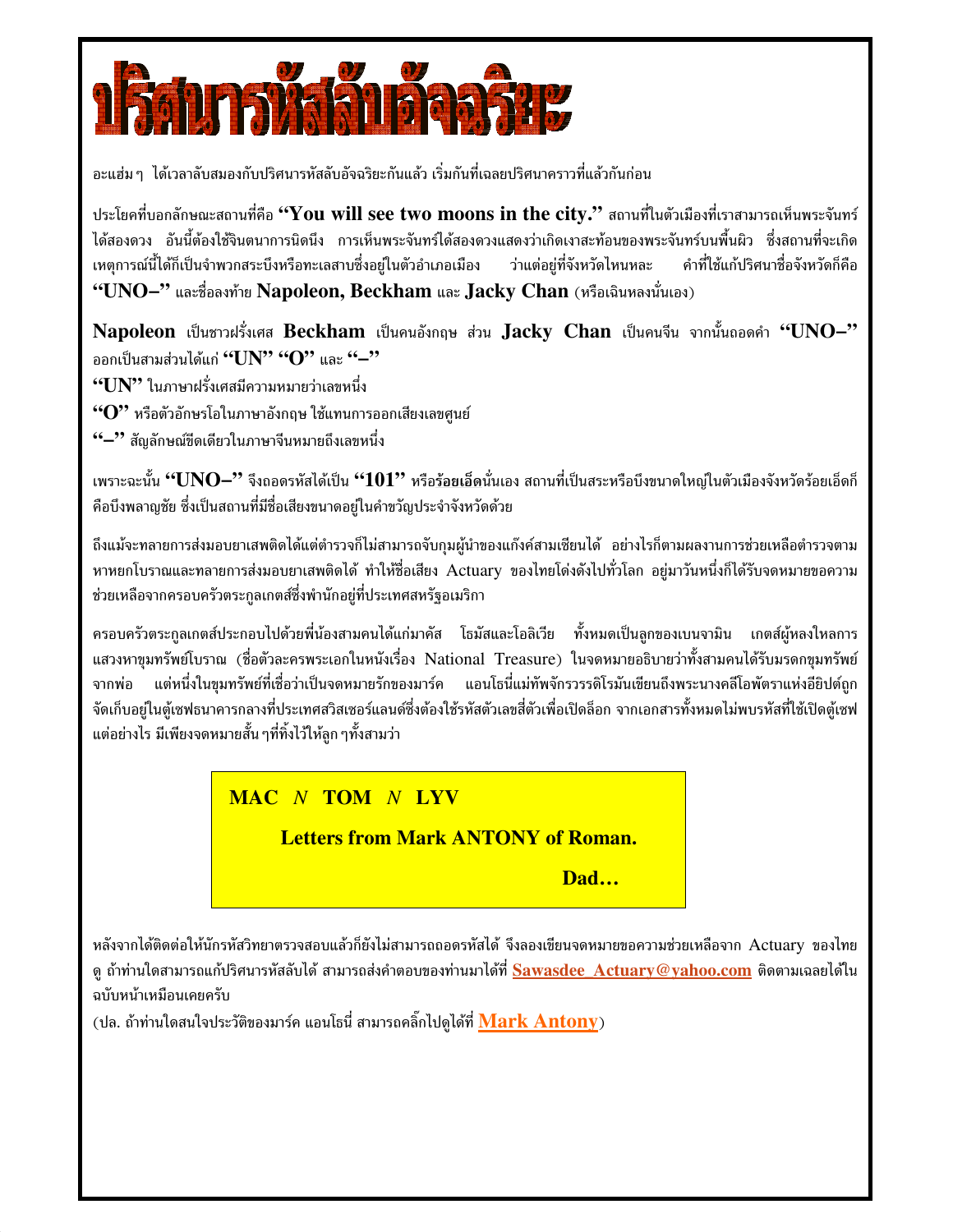# ปริศนารหัสลับอัจฉริยะ

อะแฮ่ม ๆ ได้เวลาลับสมองกับปริศนารหัสลับอัจฉริยะกันแล้ว เริ่มกันที่เฉลยปริศนาคราวที่แล้วกันก่อน

ประโยคที่บอกลักษณะสถานที่คือ **"You will see two moons in the city."** สถานที่ในตัวเมืองที่เราสามารถเห็นพระจันทร์ได้สองดวง อันนี้ต้องใช้จินตนาการนิดนึง การเห็นพระจันทร์ได้สองดวงแสดงว่าเกิดเงาสะท้อนของพระจันทร์บนพื้นผิว ซึ่งสถานที่จะเกิดเหตุการณ์นี้ได้ก็เป็นจำพวกสระบึงหรือทะเลสาบซึ่งอยู่ในตัวอำเภอเมือง ว่าแต่อยู่ที่จังหวัดไหนหละ คำที่ใช้แก้ปริศนาชื่อจังหวัดก็คือ **"UNO–"** และชื่อลงท้าย **Napoleon, Beckham** และ **Jacky Chan** (หรือเฉินหลงนั่นเอง)

**Napoleon** เป็นชาวฝรั่งเศส **Beckham** เป็นคนอังกฤษ ส่วน **Jacky Chan** เป็นคนจีน จากนั้นถอดคำ **"UNO–"** ออกเป็นสามส่วนได้แก่ **"UN" "O"** และ **"–"**

**"UN"** ในภาษาฝรั่งเศสมีความหมายว่าเลขหนึ่ง

**"O"** หรือตัวอักษรโอในภาษาอังกฤษ ใช้แทนการออกเสียงเลขศูนย์

**"–"** สัญลักษณ์ขีดเดียวในภาษาจีนหมายถึงเลขหนึ่ง

เพราะฉะนั้น **"UNO–"** จึงถอดรหัสได้เป็น **"101"** หรือ**ร้อยเอ็ด**นั่นเอง สถานที่เป็นสระหรือบึงขนาดใหญ่ในตัวเมืองจังหวัดร้อยเอ็ดก็คือบึงพลาญชัย ซึ่งเป็นสถานที่มีชื่อเสียงขนาดอยู่ในคำขวัญประจำจังหวัดด้วย

ถึงแม้จะทลายการส่งมอบยาเสพติดได้แต่ตำรวจก็ไม่สามารถจับกุมผู้นำของแก๊งค์สามเซียนได้ อย่างไรก็ตามผลงานการช่วยเหลือตำรวจตามหาหยกโบราณและทลายการส่งมอบยาเสพติดได้ ทำให้ชื่อเสียง Actuary ของไทยโด่งดังไปทั่วโลก อยู่มาวันหนึ่งก็ได้รับจดหมายขอความช่วยเหลือจากครอบครัวตระกูลเกตส์ซึ่งพำนักอยู่ที่ประเทศสหรัฐอเมริกา

ครอบครัวตระกูลเกตส์ประกอบไปด้วยพี่น้องสามคนได้แก่มาคัส โธมัสและโอลิเวีย ทั้งหมดเป็นลูกของเบนจามิน เกตส์ผู้หลงใหลการแสวงหาขุมทรัพย์โบราณ (ชื่อตัวละครพระเอกในหนังเรื่อง National Treasure) ในจดหมายอธิบายว่าทั้งสามคนได้รับมรดกขุมทรัพย์จากพ่อ แต่หนึ่งในขุมทรัพย์ที่เชื่อว่าเป็นจดหมายรักของมาร์ค แอนโธนี่แม่ทัพจักรวรรดิโรมันเขียนถึงพระนางคลีโอพัตราแห่งอียิปต์ถูกจัดเก็บอยู่ในตู้เซฟธนาคารกลางที่ประเทศสวิสเซอร์แลนด์ซึ่งต้องใช้รหัสตัวเลขสี่ตัวเพื่อเปิดล็อก จากเอกสารทั้งหมดไม่พบรหัสที่ใช้เปิดตู้เซฟ แต่อย่างไร มีเพียงจดหมายสั้น ๆ ที่ทิ้งไว้ให้ลูก ๆ ทั้งสามว่า

> **MAC** *N* **TOM** *N* **LYV**
>
> **Letters from Mark ANTONY of Roman.**
>
> **Dad…**

หลังจากได้ติดต่อให้นักรหัสวิทยาตรวจสอบแล้วก็ยังไม่สามารถถอดรหัสได้ จึงลองเขียนจดหมายขอความช่วยเหลือจาก Actuary ของไทยดู ถ้าท่านใดสามารถแก้ปริศนารหัสลับได้ สามารถส่งคำตอบของท่านมาได้ที่ **Sawasdee_Actuary@yahoo.com** ติดตามเฉลยได้ในฉบับหน้าเหมือนเคยครับ

(ปล. ถ้าท่านใดสนใจประวัติของมาร์ค แอนโธนี่ สามารถคลิ๊กไปดูได้ที่ **Mark Antony**)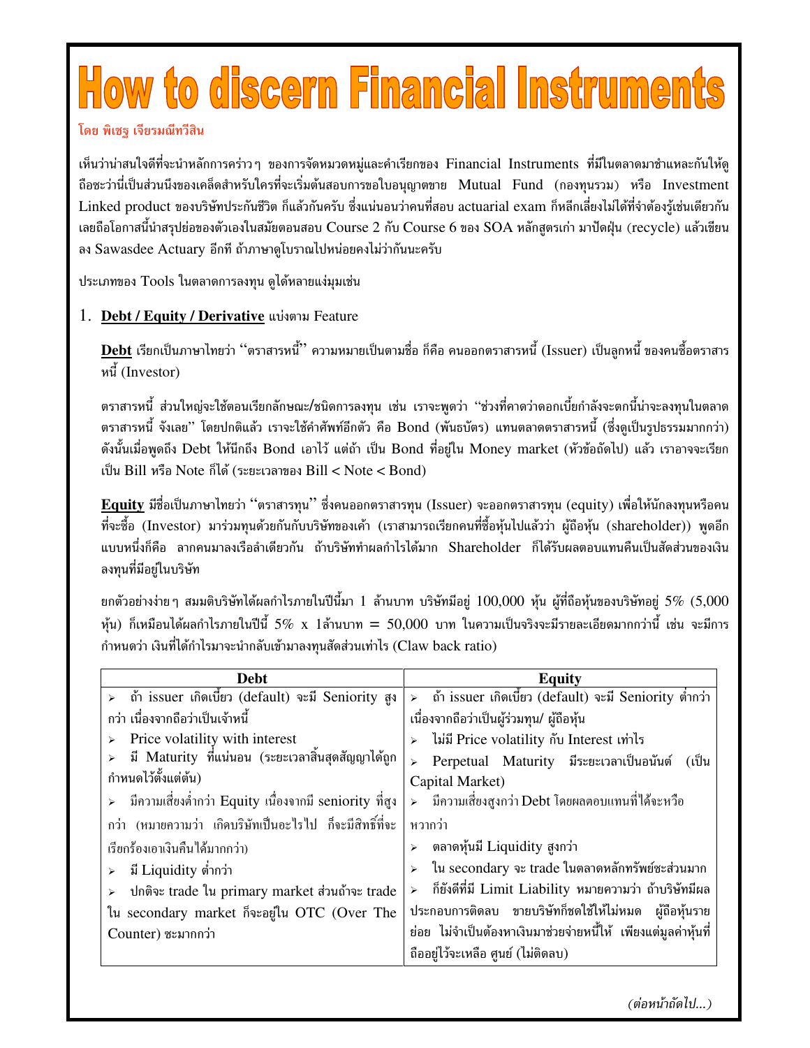# How to discern Financial Instruments

โดย พิเชฐ เจียรมณีทวีสิน

เห็นว่าน่าสนใจดีที่จะนำหลักการคร่าวๆ ของการจัดหมวดหมู่และคำเรียกของ Financial Instruments ที่มีในตลาดมาชำแหละกันให้ดู ถือซะว่านี่เป็นส่วนนึงของเคล็ดสำหรับใครที่จะเริ่มต้นสอบการขอใบอนุญาตขาย Mutual Fund (กองทุนรวม) หรือ Investment Linked product ของบริษัทประกันชีวิต ก็แล้วกันครับ ซึ่งแน่นอนว่าคนที่สอบ actuarial exam ก็หลีกเลี่ยงไม่ได้ที่จำต้องรู้เช่นเดียวกัน เลยถือโอกาสนี้นำสรุปย่อของตัวเองในสมัยตอนสอบ Course 2 กับ Course 6 ของ SOA หลักสูตรเก่า มาปัดฝุ่น (recycle) แล้วเขียนลง Sawasdee Actuary อีกที ถ้าภาษาดูโบราณไปหน่อยคงไม่ว่ากันนะครับ

ประเภทของ Tools ในตลาดการลงทุน ดูได้หลายแง่มุมเช่น

1. **Debt / Equity / Derivative** แบ่งตาม Feature

**Debt** เรียกเป็นภาษาไทยว่า "ตราสารหนี้" ความหมายเป็นตามชื่อ ก็คือ คนออกตราสารหนี้ (Issuer) เป็นลูกหนี้ ของคนซื้อตราสารหนี้ (Investor)

ตราสารหนี้ ส่วนใหญ่จะใช้ตอนเรียกลักษณะ/ชนิดการลงทุน เช่น เราจะพูดว่า "ช่วงที่คาดว่าดอกเบี้ยกำลังจะตกนี้น่าจะลงทุนในตลาดตราสารหนี้ จังเลย" โดยปกติแล้ว เราจะใช้คำศัพท์อีกตัว คือ Bond (พันธบัตร) แทนตลาดตราสารหนี้ (ซึ่งดูเป็นรูปธรรมมากกว่า) ดังนั้นเมื่อพูดถึง Debt ให้นึกถึง Bond เอาไว้ แต่ถ้า เป็น Bond ที่อยู่ใน Money market (หัวข้อถัดไป) แล้ว เราอาจจะเรียกเป็น Bill หรือ Note ก็ได้ (ระยะเวลาของ Bill < Note < Bond)

**Equity** มีชื่อเป็นภาษาไทยว่า "ตราสารทุน" ซึ่งคนออกตราสารทุน (Issuer) จะออกตราสารทุน (equity) เพื่อให้นักลงทุนหรือคนที่จะซื้อ (Investor) มาร่วมทุนด้วยกันกับบริษัทของเค้า (เราสามารถเรียกคนที่ซื้อหุ้นไปแล้วว่า ผู้ถือหุ้น (shareholder)) พูดอีกแบบหนึ่งก็คือ ลากคนมาลงเรือลำเดียวกัน ถ้าบริษัททำผลกำไรได้มาก Shareholder ก็ได้รับผลตอบแทนคืนเป็นสัดส่วนของเงินลงทุนที่มีอยู่ในบริษัท

ยกตัวอย่างง่ายๆ สมมติบริษัทได้ผลกำไรภายในปีนี้มา 1 ล้านบาท บริษัทมีอยู่ 100,000 หุ้น ผู้ที่ถือหุ้นของบริษัทอยู่ 5% (5,000 หุ้น) ก็เหมือนได้ผลกำไรภายในปีนี้ 5% x 1ล้านบาท = 50,000 บาท ในความเป็นจริงจะมีรายละเอียดมากกว่านี้ เช่น จะมีการกำหนดว่า เงินที่ได้กำไรมาจะนำกลับเข้ามาลงทุนสัดส่วนเท่าไร (Claw back ratio)

| Debt | Equity |
|---|---|
| ➢ ถ้า issuer เกิดเบี้ยว (default) จะมี Seniority สูงกว่า เนื่องจากถือว่าเป็นเจ้าหนี้ | ➢ ถ้า issuer เกิดเบี้ยว (default) จะมี Seniority ต่ำกว่า เนื่องจากถือว่าเป็นผู้ร่วมทุน/ ผู้ถือหุ้น |
| ➢ Price volatility with interest | ➢ ไม่มี Price volatility กับ Interest เท่าไร |
| ➢ มี Maturity ที่แน่นอน (ระยะเวลาสิ้นสุดสัญญาได้ถูกกำหนดไว้ตั้งแต่ต้น) | ➢ Perpetual Maturity มีระยะเวลาเป็นอนันต์ (เป็น Capital Market) |
| ➢ มีความเสี่ยงต่ำกว่า Equity เนื่องจากมี seniority ที่สูงกว่า (หมายความว่า เกิดบริษัทเป็นอะไรไป ก็จะมีสิทธิ์ที่จะเรียกร้องเอาเงินคืนได้มากกว่า) | ➢ มีความเสี่ยงสูงกว่า Debt โดยผลตอบแทนที่ได้จะหวือหวากว่า |
| ➢ มี Liquidity ต่ำกว่า | ➢ ตลาดหุ้นมี Liquidity สูงกว่า |
| ➢ ปกติจะ trade ใน primary market ส่วนถ้าจะ trade ใน secondary market ก็จะอยู่ใน OTC (Over The Counter) ซะมากกว่า | ➢ ใน secondary จะ trade ในตลาดหลักทรัพย์ซะส่วนมาก |
| | ➢ ก็ยังดีที่มี Limit Liability หมายความว่า ถ้าบริษัทมีผลประกอบการติดลบ ขายบริษัทก็ชดใช้ให้ไม่หมด ผู้ถือหุ้นรายย่อย ไม่จำเป็นต้องหาเงินมาช่วยจ่ายหนี้ให้ เพียงแต่มูลค่าหุ้นที่ถืออยู่ไว้จะเหลือ ศูนย์ (ไม่ติดลบ) |

*(ต่อหน้าถัดไป...)*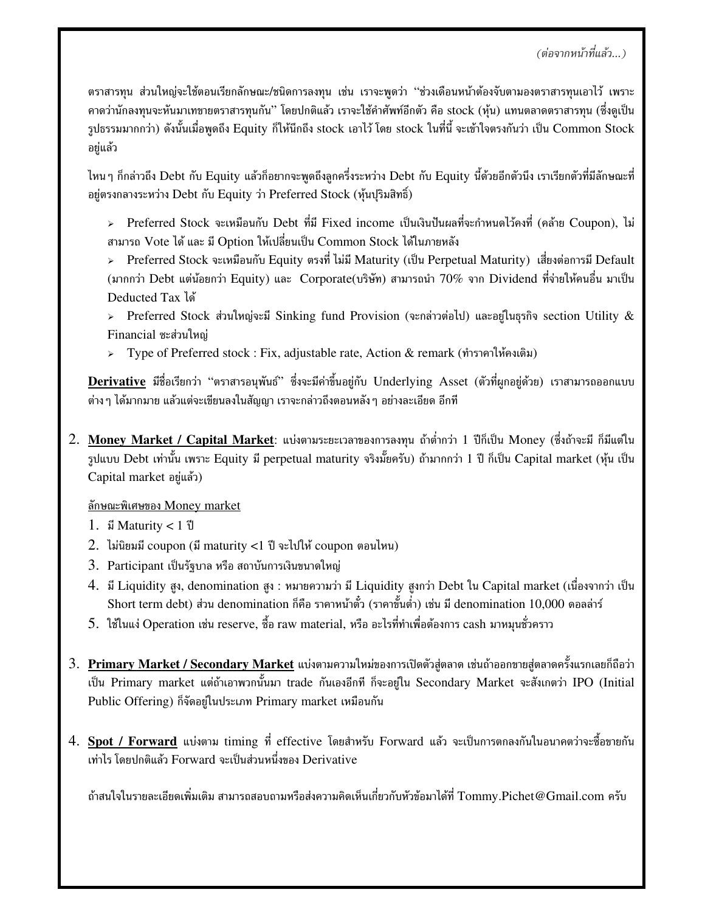*(ต่อจากหน้าที่แล้ว...)*

ตราสารทุน ส่วนใหญ่จะใช้ตอนเรียกลักษณะ/ชนิดการลงทุน เช่น เราจะพูดว่า "ช่วงเดือนหน้าต้องจับตามองตราสารทุนเอาไว้ เพราะคาดว่านักลงทุนจะหันมาเทขายตราสารทุนกัน" โดยปกติแล้ว เราจะใช้คำศัพท์อีกตัว คือ stock (หุ้น) แทนตลาดตราสารทุน (ซึ่งดูเป็นรูปธรรมมากกว่า) ดังนั้นเมื่อพูดถึง Equity ก็ให้นึกถึง stock เอาไว้ โดย stock ในที่นี้ จะเข้าใจตรงกันว่า เป็น Common Stock อยู่แล้ว

ไหน ๆ ก็กล่าวถึง Debt กับ Equity แล้วก็อยากจะพูดถึงลูกครึ่งระหว่าง Debt กับ Equity นี้ด้วยอีกตัวนึง เราเรียกตัวที่มีลักษณะที่อยู่ตรงกลางระหว่าง Debt กับ Equity ว่า Preferred Stock (หุ้นบุริมสิทธิ์)

- Preferred Stock จะเหมือนกับ Debt ที่มี Fixed income เป็นเงินปันผลที่จะกำหนดไว้คงที่ (คล้าย Coupon), ไม่สามารถ Vote ได้ และ มี Option ให้เปลี่ยนเป็น Common Stock ได้ในภายหลัง
- Preferred Stock จะเหมือนกับ Equity ตรงที่ ไม่มี Maturity (เป็น Perpetual Maturity) เสี่ยงต่อการมี Default (มากกว่า Debt แต่น้อยกว่า Equity) และ Corporate(บริษัท) สามารถนำ 70% จาก Dividend ที่จ่ายให้คนอื่น มาเป็น Deducted Tax ได้
- Preferred Stock ส่วนใหญ่จะมี Sinking fund Provision (จะกล่าวต่อไป) และอยู่ในธุรกิจ section Utility & Financial ซะส่วนใหญ่
- Type of Preferred stock : Fix, adjustable rate, Action & remark (ทำราคาให้คงเดิม)

**Derivative** มีชื่อเรียกว่า "ตราสารอนุพันธ์" ซึ่งจะมีค่าขึ้นอยู่กับ Underlying Asset (ตัวที่ผูกอยู่ด้วย) เราสามารถออกแบบต่าง ๆ ได้มากมาย แล้วแต่จะเขียนลงในสัญญา เราจะกล่าวถึงตอนหลัง ๆ อย่างละเอียด อีกที

2. **Money Market / Capital Market**: แบ่งตามระยะเวลาของการลงทุน ถ้าต่ำกว่า 1 ปีก็เป็น Money (ซึ่งถ้าจะมี ก็มีแต่ในรูปแบบ Debt เท่านั้น เพราะ Equity มี perpetual maturity จริงมั๊ยครับ) ถ้ามากกว่า 1 ปี ก็เป็น Capital market (หุ้น เป็น Capital market อยู่แล้ว)

   ลักษณะพิเศษของ Money market
   1. มี Maturity < 1 ปี
   2. ไม่นิยมมี coupon (มี maturity <1 ปี จะไปให้ coupon ตอนไหน)
   3. Participant เป็นรัฐบาล หรือ สถาบันการเงินขนาดใหญ่
   4. มี Liquidity สูง, denomination สูง : หมายความว่า มี Liquidity สูงกว่า Debt ใน Capital market (เนื่องจากว่า เป็น Short term debt) ส่วน denomination ก็คือ ราคาหน้าตั๋ว (ราคาขั้นต่ำ) เช่น มี denomination 10,000 ดอลล่าร์
   5. ใช้ในแง่ Operation เช่น reserve, ซื้อ raw material, หรือ อะไรที่ทำเพื่อต้องการ cash มาหมุนชั่วคราว

3. **Primary Market / Secondary Market** แบ่งตามความใหม่ของการเปิดตัวสู่ตลาด เช่นถ้าออกขายสู่ตลาดครั้งแรกเลยก็ถือว่าเป็น Primary market แต่ถ้าเอาพวกนั้นมา trade กันเองอีกที ก็จะอยู่ใน Secondary Market จะสังเกตว่า IPO (Initial Public Offering) ก็จัดอยู่ในประเภท Primary market เหมือนกัน

4. **Spot / Forward** แบ่งตาม timing ที่ effective โดยสำหรับ Forward แล้ว จะเป็นการตกลงกันในอนาคตว่าจะซื้อขายกันเท่าไร โดยปกติแล้ว Forward จะเป็นส่วนหนึ่งของ Derivative

ถ้าสนใจในรายละเอียดเพิ่มเติม สามารถสอบถามหรือส่งความคิดเห็นเกี่ยวกับหัวข้อมาได้ที่ Tommy.Pichet@Gmail.com ครับ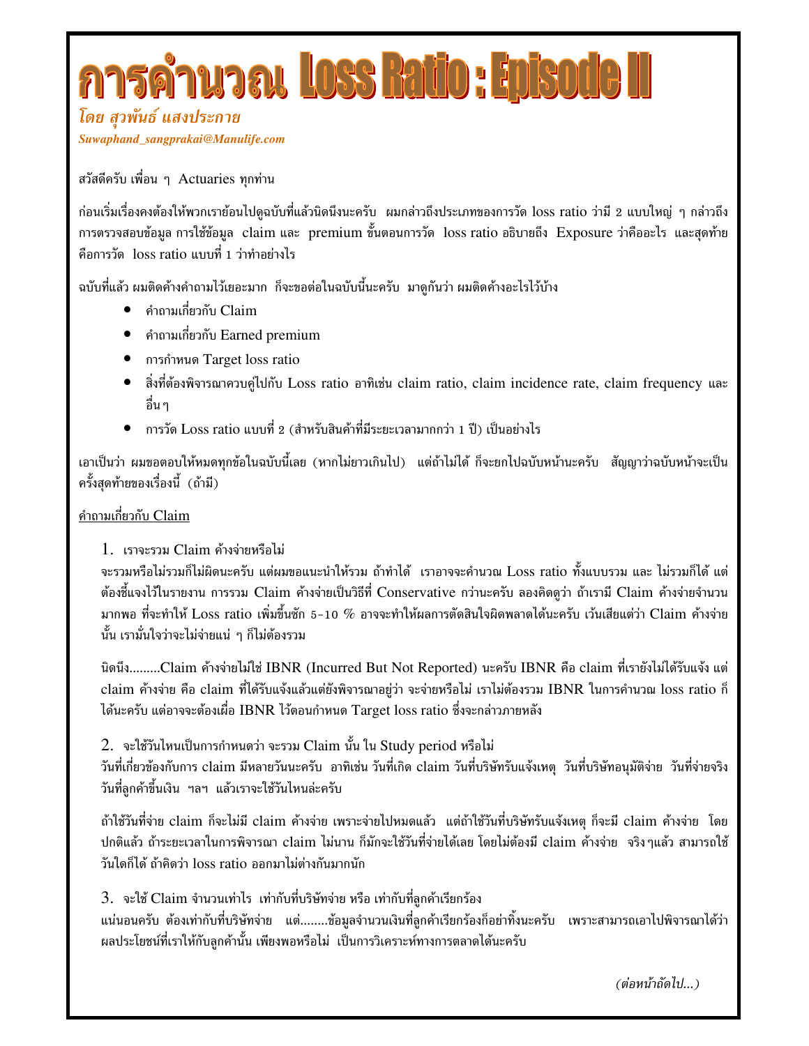# การคำนวณ Loss Ratio : Episode II

*โดย สุวพันธ์ แสงประกาย*

***Suwaphand_sangprakai@Manulife.com***

สวัสดีครับ เพื่อน ๆ Actuaries ทุกท่าน

ก่อนเริ่มเรื่องคงต้องให้พวกเราย้อนไปดูฉบับที่แล้วนิดนึงนะครับ ผมกล่าวถึงประเภทของการวัด loss ratio ว่ามี 2 แบบใหญ่ ๆ กล่าวถึงการตรวจสอบข้อมูล การใช้ข้อมูล claim และ premium ขั้นตอนการวัด loss ratio อธิบายถึง Exposure ว่าคืออะไร และสุดท้ายคือการวัด loss ratio แบบที่ 1 ว่าทำอย่างไร

ฉบับที่แล้ว ผมติดค้างคำถามไว้เยอะมาก ก็จะขอต่อในฉบับนี้นะครับ มาดูกันว่า ผมติดค้างอะไรไว้บ้าง

- คำถามเกี่ยวกับ Claim
- คำถามเกี่ยวกับ Earned premium
- การกำหนด Target loss ratio
- สิ่งที่ต้องพิจารณาควบคู่ไปกับ Loss ratio อาทิเช่น claim ratio, claim incidence rate, claim frequency และอื่น ๆ
- การวัด Loss ratio แบบที่ 2 (สำหรับสินค้าที่มีระยะเวลามากกว่า 1 ปี) เป็นอย่างไร

เอาเป็นว่า ผมขอตอบให้หมดทุกข้อในฉบับนี้เลย (หากไม่ยาวเกินไป) แต่ถ้าไม่ได้ ก็จะยกไปฉบับหน้านะครับ สัญญาว่าฉบับหน้าจะเป็นครั้งสุดท้ายของเรื่องนี้ (ถ้ามี)

<u>คำถามเกี่ยวกับ Claim</u>

1. เราจะรวม Claim ค้างจ่ายหรือไม่

จะรวมหรือไม่รวมก็ไม่ผิดนะครับ แต่ผมขอแนะนำให้รวม ถ้าทำได้ เราอาจจะคำนวณ Loss ratio ทั้งแบบรวม และ ไม่รวมก็ได้ แต่ต้องชี้แจงไว้ในรายงาน การรวม Claim ค้างจ่ายเป็นวิธีที่ Conservative กว่านะครับ ลองคิดดูว่า ถ้าเรามี Claim ค้างจ่ายจำนวนมากพอ ที่จะทำให้ Loss ratio เพิ่มขึ้นซัก 5-10 % อาจจะทำให้ผลการตัดสินใจผิดพลาดได้นะครับ เว้นเสียแต่ว่า Claim ค้างจ่ายนั้น เรามั่นใจว่าจะไม่จ่ายแน่ ๆ ก็ไม่ต้องรวม

นิดนึง.........Claim ค้างจ่ายไม่ใช่ IBNR (Incurred But Not Reported) นะครับ IBNR คือ claim ที่เรายังไม่ได้รับแจ้ง แต่ claim ค้างจ่าย คือ claim ที่ได้รับแจ้งแล้วแต่ยังพิจารณาอยู่ว่า จะจ่ายหรือไม่ เราไม่ต้องรวม IBNR ในการคำนวณ loss ratio ก็ได้นะครับ แต่อาจจะต้องเผื่อ IBNR ไว้ตอนกำหนด Target loss ratio ซึ่งจะกล่าวภายหลัง

2. จะใช้วันไหนเป็นการกำหนดว่า จะรวม Claim นั้น ใน Study period หรือไม่

วันที่เกี่ยวข้องกับการ claim มีหลายวันนะครับ อาทิเช่น วันที่เกิด claim วันที่บริษัทรับแจ้งเหตุ วันที่บริษัทอนุมัติจ่าย วันที่จ่ายจริง วันที่ลูกค้าขึ้นเงิน ฯลฯ แล้วเราจะใช้วันไหนล่ะครับ

ถ้าใช้วันที่จ่าย claim ก็จะไม่มี claim ค้างจ่าย เพราะจ่ายไปหมดแล้ว แต่ถ้าใช้วันที่บริษัทรับแจ้งเหตุ ก็จะมี claim ค้างจ่าย โดยปกติแล้ว ถ้าระยะเวลาในการพิจารณา claim ไม่นาน ก็มักจะใช้วันที่จ่ายได้เลย โดยไม่ต้องมี claim ค้างจ่าย จริง ๆแล้ว สามารถใช้วันใดก็ได้ ถ้าคิดว่า loss ratio ออกมาไม่ต่างกันมากนัก

3. จะใช้ Claim จำนวนเท่าไร เท่ากับที่บริษัทจ่าย หรือ เท่ากับที่ลูกค้าเรียกร้อง

แน่นอนครับ ต้องเท่ากับที่บริษัทจ่าย แต่........ข้อมูลจำนวนเงินที่ลูกค้าเรียกร้องก็อย่าทิ้งนะครับ เพราะสามารถเอาไปพิจารณาได้ว่า ผลประโยชน์ที่เราให้กับลูกค้านั้น เพียงพอหรือไม่ เป็นการวิเคราะห์ทางการตลาดได้นะครับ

*(ต่อหน้าถัดไป...)*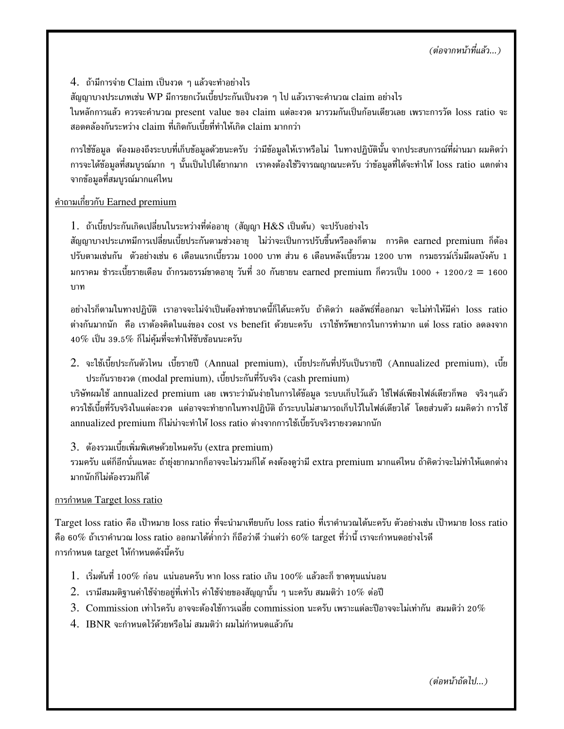*(ต่อจากหน้าที่แล้ว...)*

4. ถ้ามีการจ่าย Claim เป็นงวด ๆ แล้วจะทำอย่างไร

สัญญาบางประเภทเช่น WP มีการยกเว้นเบี้ยประกันเป็นงวด ๆ ไป แล้วเราจะคำนวณ claim อย่างไร

ในหลักการแล้ว ควรจะคำนวณ present value ของ claim แต่ละงวด มารวมกันเป็นก้อนเดียวเลย เพราะการวัด loss ratio จะสอดคล้องกันระหว่าง claim ที่เกิดกับเบี้ยที่ทำให้เกิด claim มากกว่า

การใช้ข้อมูล ต้องมองถึงระบบที่เก็บข้อมูลด้วยนะครับ ว่ามีข้อมูลให้เราหรือไม่ ในทางปฏิบัตินั้น จากประสบการณ์ที่ผ่านมา ผมคิดว่าการจะได้ข้อมูลที่สมบูรณ์มาก ๆ นั้นเป็นไปได้ยากมาก เราคงต้องใช้วิจารณญาณนะครับ ว่าข้อมูลที่ได้จะทำให้ loss ratio แตกต่างจากข้อมูลที่สมบูรณ์มากแค่ไหน

<u>คำถามเกี่ยวกับ Earned premium</u>

1. ถ้าเบี้ยประกันเกิดเปลี่ยนในระหว่างที่ต่ออายุ (สัญญา H&S เป็นต้น) จะปรับอย่างไร

สัญญาบางประเภทมีการเปลี่ยนเบี้ยประกันตามช่วงอายุ ไม่ว่าจะเป็นการปรับขึ้นหรือลงก็ตาม การคิด earned premium ก็ต้องปรับตามเช่นกัน ตัวอย่างเช่น 6 เดือนแรกเบี้ยรวม 1000 บาท ส่วน 6 เดือนหลังเบี้ยรวม 1200 บาท กรมธรรม์เริ่มมีผลบังคับ 1 มกราคม ชำระเบี้ยรายเดือน ถ้ากรมธรรม์ขาดอายุ วันที่ 30 กันยายน earned premium ก็ควรเป็น 1000 + 1200/2 = 1600 บาท

อย่างไรก็ตามในทางปฏิบัติ เราอาจจะไม่จำเป็นต้องทำขนาดนี้ก็ได้นะครับ ถ้าคิดว่า ผลลัพธ์ที่ออกมา จะไม่ทำให้มีค่า loss ratio ต่างกันมากนัก คือ เราต้องคิดในแง่ของ cost vs benefit ด้วยนะครับ เราใช้ทรัพยากรในการทำมาก แต่ loss ratio ลดลงจาก 40% เป็น 39.5% ก็ไม่คุ้มที่จะทำให้ซับซ้อนนะครับ

2. จะใช้เบี้ยประกันตัวไหน เบี้ยรายปี (Annual premium), เบี้ยประกันที่ปรับเป็นรายปี (Annualized premium), เบี้ยประกันรายงวด (modal premium), เบี้ยประกันที่รับจริง (cash premium)

บริษัทผมใช้ annualized premium เลย เพราะว่ามันง่ายในการได้ข้อมูล ระบบเก็บไว้แล้ว ใช้ไฟล์เพียงไฟล์เดียวก็พอ จริงๆแล้วควรใช้เบี้ยที่รับจริงในแต่ละงวด แต่อาจจะทำยากในทางปฏิบัติ ถ้าระบบไม่สามารถเก็บไว้ในไฟล์เดียวได้ โดยส่วนตัว ผมคิดว่า การใช้ annualized premium ก็ไม่น่าจะทำให้ loss ratio ต่างจากการใช้เบี้ยรับจริงรายงวดมากนัก

3. ต้องรวมเบี้ยเพิ่มพิเศษด้วยไหมครับ (extra premium)

รวมครับ แต่ก็อีกนั่นแหละ ถ้ายุ่งยากมากก็อาจจะไม่รวมก็ได้ คงต้องดูว่ามี extra premium มากแค่ไหน ถ้าคิดว่าจะไม่ทำให้แตกต่างมากนักก็ไม่ต้องรวมก็ได้

<u>การกำหนด Target loss ratio</u>

Target loss ratio คือ เป้าหมาย loss ratio ที่จะนำมาเทียบกับ loss ratio ที่เราคำนวณได้นะครับ ตัวอย่างเช่น เป้าหมาย loss ratio คือ 60% ถ้าเราคำนวณ loss ratio ออกมาได้ต่ำกว่า ก็ถือว่าดี ว่าแต่ว่า 60% target ที่ว่านี้ เราจะกำหนดอย่างไรดี

การกำหนด target ให้กำหนดดังนี้ครับ

1. เริ่มต้นที่ 100% ก่อน แน่นอนครับ หาก loss ratio เกิน 100% แล้วละก็ ขาดทุนแน่นอน
2. เรามีสมมติฐานค่าใช้จ่ายอยู่ที่เท่าไร ค่าใช้จ่ายของสัญญานั้น ๆ นะครับ สมมติว่า 10% ต่อปี
3. Commission เท่าไรครับ อาจจะต้องใช้การเฉลี่ย commission นะครับ เพราะแต่ละปีอาจจะไม่เท่ากัน สมมติว่า 20%
4. IBNR จะกำหนดไว้ด้วยหรือไม่ สมมติว่า ผมไม่กำหนดแล้วกัน

*(ต่อหน้าถัดไป...)*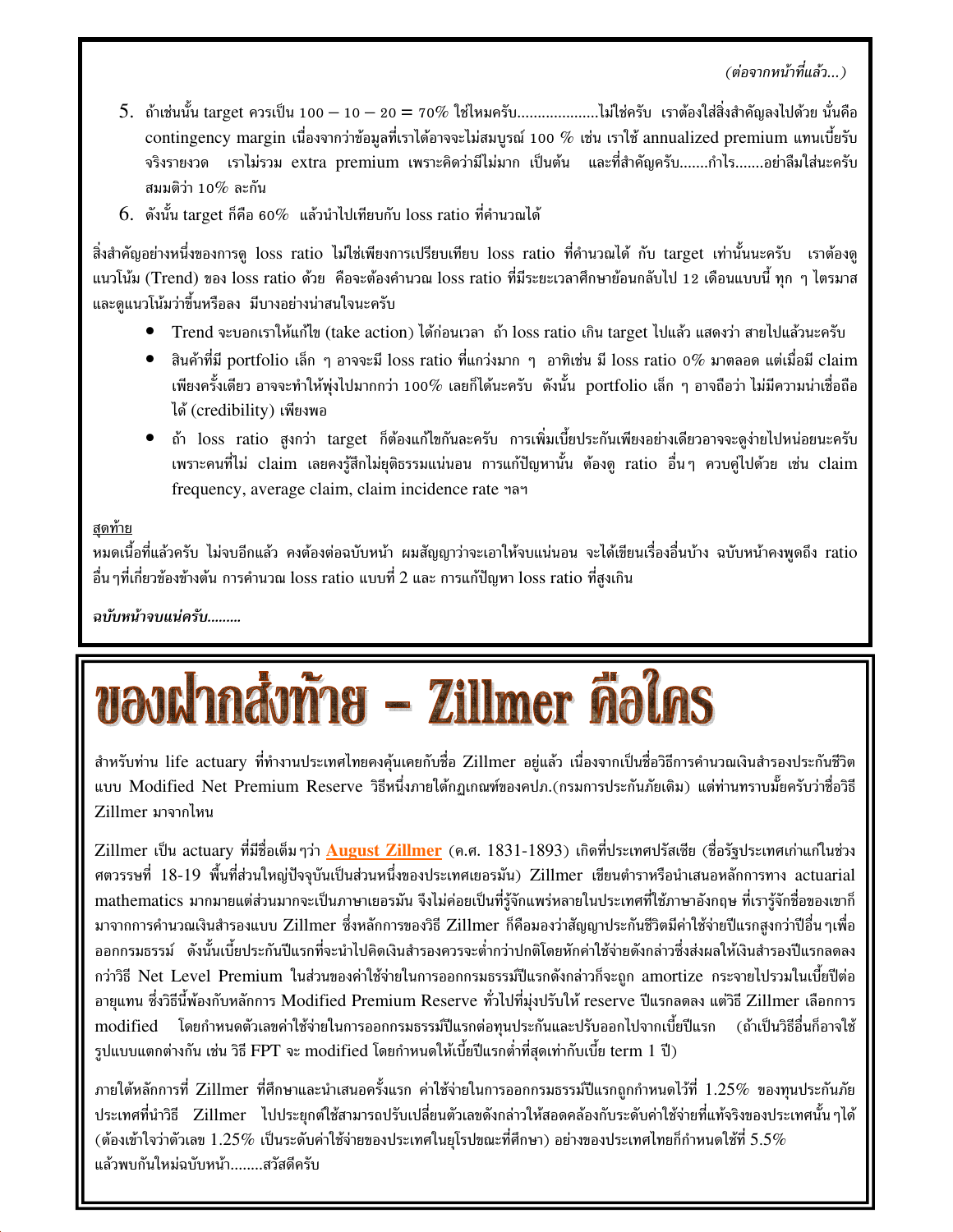*(ต่อจากหน้าที่แล้ว...)*

5. ถ้าเช่นนั้น target ควรเป็น 100 – 10 – 20 = 70% ใช่ไหมครับ....................ไม่ใช่ครับ เราต้องใส่สิ่งสำคัญลงไปด้วย นั่นคือ contingency margin เนื่องจากว่าข้อมูลที่เราได้อาจจะไม่สมบูรณ์ 100 % เช่น เราใช้ annualized premium แทนเบี้ยรับจริงรายงวด เราไม่รวม extra premium เพราะคิดว่ามีไม่มาก เป็นต้น และที่สำคัญครับ.......กำไร.......อย่าลืมใส่นะครับ สมมติว่า 10% ละกัน
6. ดังนั้น target ก็คือ 60% แล้วนำไปเทียบกับ loss ratio ที่คำนวณได้

สิ่งสำคัญอย่างหนึ่งของการดู loss ratio ไม่ใช่เพียงการเปรียบเทียบ loss ratio ที่คำนวณได้ กับ target เท่านั้นนะครับ เราต้องดูแนวโน้ม (Trend) ของ loss ratio ด้วย คือจะต้องคำนวณ loss ratio ที่มีระยะเวลาศึกษาย้อนกลับไป 12 เดือนแบบนี้ ทุก ๆ ไตรมาส และดูแนวโน้มว่าขึ้นหรือลง มีบางอย่างน่าสนใจนะครับ

- Trend จะบอกเราให้แก้ไข (take action) ได้ก่อนเวลา ถ้า loss ratio เกิน target ไปแล้ว แสดงว่า สายไปแล้วนะครับ
- สินค้าที่มี portfolio เล็ก ๆ อาจจะมี loss ratio ที่แกว่งมาก ๆ อาทิเช่น มี loss ratio 0% มาตลอด แต่เมื่อมี claim เพียงครั้งเดียว อาจจะทำให้พุ่งไปมากกว่า 100% เลยก็ได้นะครับ ดังนั้น portfolio เล็ก ๆ อาจถือว่า ไม่มีความน่าเชื่อถือได้ (credibility) เพียงพอ
- ถ้า loss ratio สูงกว่า target ก็ต้องแก้ไขกันละครับ การเพิ่มเบี้ยประกันเพียงอย่างเดียวอาจจะดูง่ายไปหน่อยนะครับ เพราะคนที่ไม่ claim เลยคงรู้สึกไม่ยุติธรรมแน่นอน การแก้ปัญหานั้น ต้องดู ratio อื่นๆ ควบคู่ไปด้วย เช่น claim frequency, average claim, claim incidence rate ฯลฯ

<u>สุดท้าย</u>

หมดเนื้อที่แล้วครับ ไม่จบอีกแล้ว คงต้องต่อฉบับหน้า ผมสัญญาว่าจะเอาให้จบแน่นอน จะได้เขียนเรื่องอื่นบ้าง ฉบับหน้าคงพูดถึง ratio อื่น ๆที่เกี่ยวข้องข้างต้น การคำนวณ loss ratio แบบที่ 2 และ การแก้ปัญหา loss ratio ที่สูงเกิน

***ฉบับหน้าจบแน่ครับ.........***

# ของฝากส่งท้าย – Zillmer คือใคร

สำหรับท่าน life actuary ที่ทำงานประเทศไทยคงคุ้นเคยกับชื่อ Zillmer อยู่แล้ว เนื่องจากเป็นชื่อวิธีการคำนวณเงินสำรองประกันชีวิตแบบ Modified Net Premium Reserve วิธีหนึ่งภายใต้กฎเกณฑ์ของคปภ.(กรมการประกันภัยเดิม) แต่ท่านทราบมั้ยครับว่าชื่อวิธี Zillmer มาจากไหน

Zillmer เป็น actuary ที่มีชื่อเต็มๆว่า **August Zillmer** (ค.ศ. 1831-1893) เกิดที่ประเทศปรัสเซีย (ชื่อรัฐประเทศเก่าแก่ในช่วงศตวรรษที่ 18-19 พื้นที่ส่วนใหญ่ปัจจุบันเป็นส่วนหนึ่งของประเทศเยอรมัน) Zillmer เขียนตำราหรือนำเสนอหลักการทาง actuarial mathematics มากมายแต่ส่วนมากจะเป็นภาษาเยอรมัน จึงไม่ค่อยเป็นที่รู้จักแพร่หลายในประเทศที่ใช้ภาษาอังกฤษ ที่เรารู้จักชื่อของเขาก็มาจากการคำนวณเงินสำรองแบบ Zillmer ซึ่งหลักการของวิธี Zillmer ก็คือมองว่าสัญญาประกันชีวิตมีค่าใช้จ่ายปีแรกสูงกว่าปีอื่น ๆเพื่อออกกรมธรรม์ ดังนั้นเบี้ยประกันปีแรกที่จะนำไปคิดเงินสำรองควรจะต่ำกว่าปกติโดยหักค่าใช้จ่ายดังกล่าวซึ่งส่งผลให้เงินสำรองปีแรกลดลงกว่าวิธี Net Level Premium ในส่วนของค่าใช้จ่ายในการออกกรมธรรม์ปีแรกดังกล่าวก็จะถูก amortize กระจายไปรวมในเบี้ยปีต่ออายุแทน ซึ่งวิธีนี้พ้องกับหลักการ Modified Premium Reserve ทั่วไปที่มุ่งปรับให้ reserve ปีแรกลดลง แต่วิธี Zillmer เลือกการ modified โดยกำหนดตัวเลขค่าใช้จ่ายในการออกกรมธรรม์ปีแรกต่อทุนประกันและปรับออกไปจากเบี้ยปีแรก (ถ้าเป็นวิธีอื่นก็อาจใช้รูปแบบแตกต่างกัน เช่น วิธี FPT จะ modified โดยกำหนดให้เบี้ยปีแรกต่ำที่สุดเท่ากับเบี้ย term 1 ปี)

ภายใต้หลักการที่ Zillmer ที่ศึกษาและนำเสนอครั้งแรก ค่าใช้จ่ายในการออกกรมธรรม์ปีแรกถูกกำหนดไว้ที่ 1.25% ของทุนประกันภัย ประเทศที่นำวิธี Zillmer ไปประยุกต์ใช้สามารถปรับเปลี่ยนตัวเลขดังกล่าวให้สอดคล้องกับระดับค่าใช้จ่ายที่แท้จริงของประเทศนั้น ๆได้ (ต้องเข้าใจว่าตัวเลข 1.25% เป็นระดับค่าใช้จ่ายของประเทศในยุโรปขณะที่ศึกษา) อย่างของประเทศไทยก็กำหนดใช้ที่ 5.5%

แล้วพบกันใหม่ฉบับหน้า........สวัสดีครับ